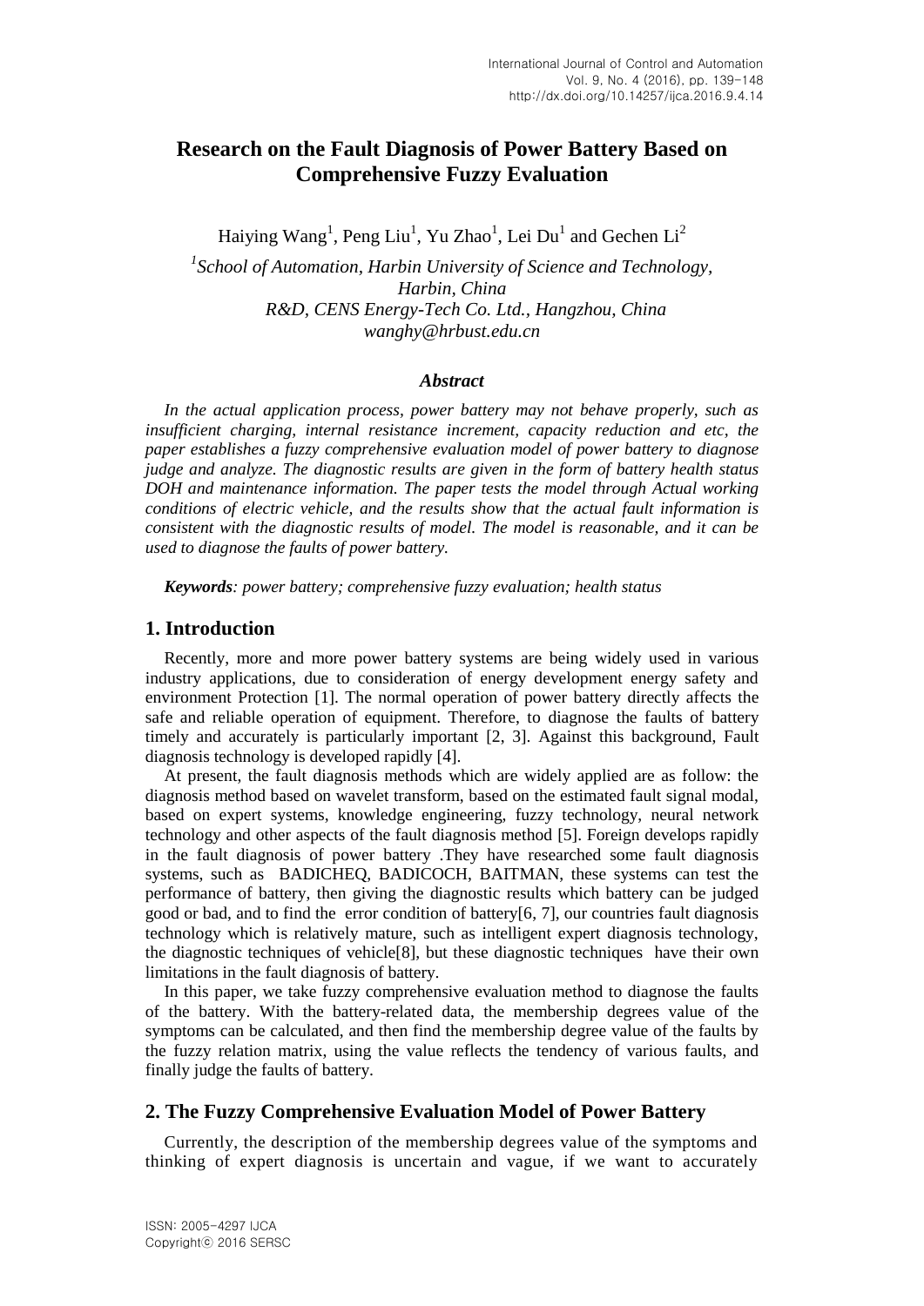# Research on the Fault Diagnosis of Power Battery Based on Comprehensive Fuzzy Evaluation

Haiying Wang[1], Peng Liu[1], Yu Zhao[1], Lei Du[1] and Gechen Li[2]

[1]*School of Automation, Harbin University of Science and Technology, Harbin, China*
*R&D, CENS Energy-Tech Co. Ltd., Hangzhou, China*
*wanghy@hrbust.edu.cn*

### *Abstract*

*In the actual application process, power battery may not behave properly, such as insufficient charging, internal resistance increment, capacity reduction and etc, the paper establishes a fuzzy comprehensive evaluation model of power battery to diagnose judge and analyze. The diagnostic results are given in the form of battery health status DOH and maintenance information. The paper tests the model through Actual working conditions of electric vehicle, and the results show that the actual fault information is consistent with the diagnostic results of model. The model is reasonable, and it can be used to diagnose the faults of power battery.*

***Keywords**: power battery; comprehensive fuzzy evaluation; health status*

## 1. Introduction

Recently, more and more power battery systems are being widely used in various industry applications, due to consideration of energy development energy safety and environment Protection [1]. The normal operation of power battery directly affects the safe and reliable operation of equipment. Therefore, to diagnose the faults of battery timely and accurately is particularly important [2, 3]. Against this background, Fault diagnosis technology is developed rapidly [4].

At present, the fault diagnosis methods which are widely applied are as follow: the diagnosis method based on wavelet transform, based on the estimated fault signal modal, based on expert systems, knowledge engineering, fuzzy technology, neural network technology and other aspects of the fault diagnosis method [5]. Foreign develops rapidly in the fault diagnosis of power battery .They have researched some fault diagnosis systems, such as BADICHEQ, BADICOCH, BAITMAN, these systems can test the performance of battery, then giving the diagnostic results which battery can be judged good or bad, and to find the error condition of battery[6, 7], our countries fault diagnosis technology which is relatively mature, such as intelligent expert diagnosis technology, the diagnostic techniques of vehicle[8], but these diagnostic techniques have their own limitations in the fault diagnosis of battery.

In this paper, we take fuzzy comprehensive evaluation method to diagnose the faults of the battery. With the battery-related data, the membership degrees value of the symptoms can be calculated, and then find the membership degree value of the faults by the fuzzy relation matrix, using the value reflects the tendency of various faults, and finally judge the faults of battery.

## 2. The Fuzzy Comprehensive Evaluation Model of Power Battery

Currently, the description of the membership degrees value of the symptoms and thinking of expert diagnosis is uncertain and vague, if we want to accurately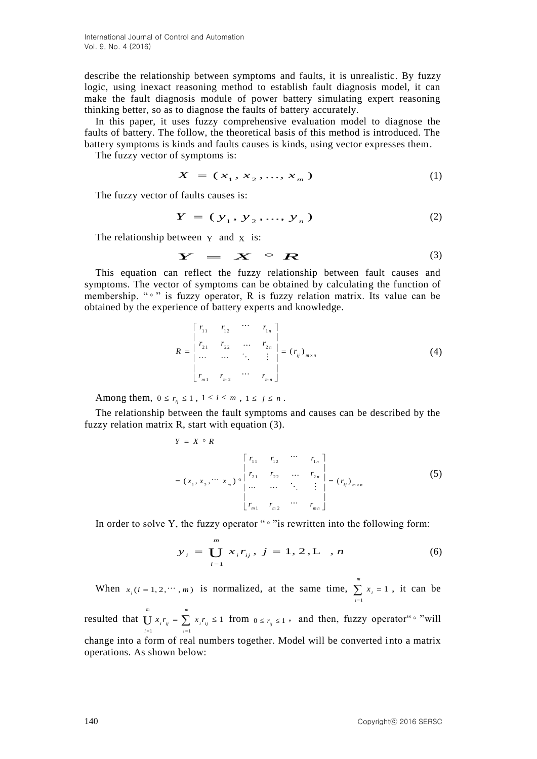describe the relationship between symptoms and faults, it is unrealistic. By fuzzy logic, using inexact reasoning method to establish fault diagnosis model, it can make the fault diagnosis module of power battery simulating expert reasoning thinking better, so as to diagnose the faults of battery accurately.

In this paper, it uses fuzzy comprehensive evaluation model to diagnose the faults of battery. The follow, the theoretical basis of this method is introduced. The battery symptoms is kinds and faults causes is kinds, using vector expresses them.

The fuzzy vector of symptoms is:

$$X = (x_1, x_2, \ldots, x_m) \tag{1}$$

The fuzzy vector of faults causes is:

$$Y = (y_1, y_2, \ldots, y_n) \tag{2}$$

The relationship between $Y$ and $X$ is:

$$Y = X \circ R \tag{3}$$

This equation can reflect the fuzzy relationship between fault causes and symptoms. The vector of symptoms can be obtained by calculating the function of membership. "$\circ$" is fuzzy operator, R is fuzzy relation matrix. Its value can be obtained by the experience of battery experts and knowledge.

$$R = \begin{bmatrix} r_{11} & r_{12} & \cdots & r_{1n} \\ r_{21} & r_{22} & \ldots & r_{2n} \\ \cdots & \cdots & \ddots & \vdots \\ r_{m1} & r_{m2} & \cdots & r_{mn} \end{bmatrix} = (r_{ij})_{m \times n} \tag{4}$$

Among them, $0 \le r_{ij} \le 1$, $1 \le i \le m$, $1 \le j \le n$.

The relationship between the fault symptoms and causes can be described by the fuzzy relation matrix R, start with equation (3).

$$\begin{aligned} Y &= X \circ R \\ &= (x_1, x_2, \cdots x_m) \circ \begin{bmatrix} r_{11} & r_{12} & \cdots & r_{1n} \\ r_{21} & r_{22} & \ldots & r_{2n} \\ \cdots & \cdots & \ddots & \vdots \\ r_{m1} & r_{m2} & \cdots & r_{mn} \end{bmatrix} = (r_{ij})_{m \times n} \end{aligned} \tag{5}$$

In order to solve Y, the fuzzy operator "$\circ$"is rewritten into the following form:

$$y_i = \bigcup_{i=1}^{m} x_i r_{ij}, \; j = 1, 2, \mathrm{L} \;\; , n \tag{6}$$

When $x_i (i = 1, 2, \cdots, m)$ is normalized, at the same time, $\sum_{i=1}^{m} x_i = 1$, it can be resulted that $\bigcup_{i=1}^{m} x_i r_{ij} = \sum_{i=1}^{m} x_i r_{ij} \le 1$ from $0 \le r_{ij} \le 1$, and then, fuzzy operator"$\circ$"will change into a form of real numbers together. Model will be converted into a matrix operations. As shown below: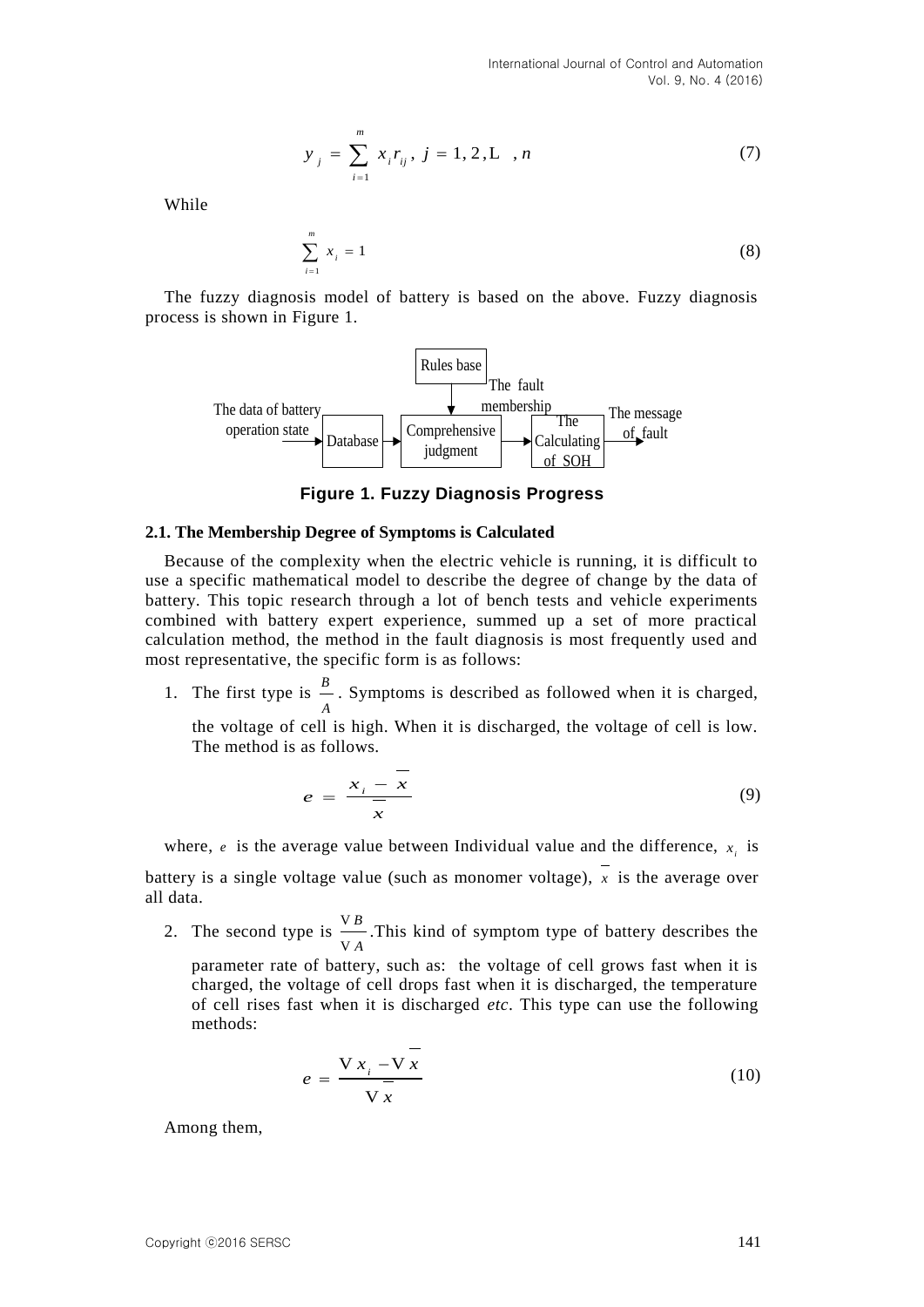$$y_j = \sum_{i=1}^{m} x_i r_{ij},\ j = 1, 2, \cdots, n \tag{7}$$

While

$$\sum_{i=1}^{m} x_i = 1 \tag{8}$$

The fuzzy diagnosis model of battery is based on the above. Fuzzy diagnosis process is shown in Figure 1.

The data of battery operation state → Database → Comprehensive judgment (← Rules base, The fault membership) → The Calculating of SOH → The message of fault

**Figure 1. Fuzzy Diagnosis Progress**

### 2.1. The Membership Degree of Symptoms is Calculated

Because of the complexity when the electric vehicle is running, it is difficult to use a specific mathematical model to describe the degree of change by the data of battery. This topic research through a lot of bench tests and vehicle experiments combined with battery expert experience, summed up a set of more practical calculation method, the method in the fault diagnosis is most frequently used and most representative, the specific form is as follows:

1. The first type is $\frac{B}{A}$. Symptoms is described as followed when it is charged, the voltage of cell is high. When it is discharged, the voltage of cell is low. The method is as follows.

$$e = \frac{x_i - \bar{x}}{\bar{x}} \tag{9}$$

where, $e$ is the average value between Individual value and the difference, $x_i$ is battery is a single voltage value (such as monomer voltage), $\bar{x}$ is the average over all data.

2. The second type is $\frac{\nabla B}{\nabla A}$. This kind of symptom type of battery describes the parameter rate of battery, such as: the voltage of cell grows fast when it is charged, the voltage of cell drops fast when it is discharged, the temperature of cell rises fast when it is discharged *etc*. This type can use the following methods:

$$e = \frac{\nabla x_i - \nabla \bar{x}}{\nabla \bar{x}} \tag{10}$$

Among them,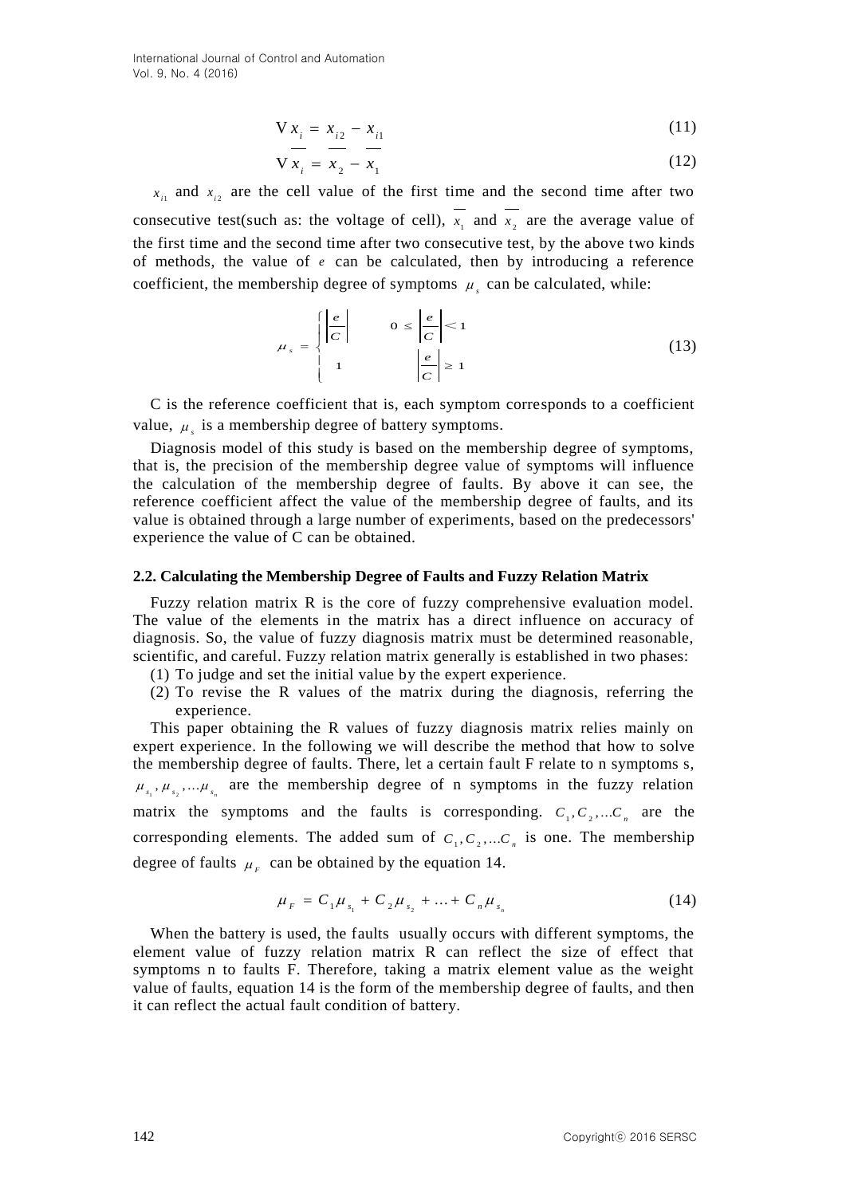$$\nabla x_i = x_{i2} - x_{i1} \tag{11}$$

$$\nabla \overline{x_i} = \overline{x_2} - \overline{x_1} \tag{12}$$

$x_{i1}$ and $x_{i2}$ are the cell value of the first time and the second time after two consecutive test(such as: the voltage of cell), $\overline{x_1}$ and $\overline{x_2}$ are the average value of the first time and the second time after two consecutive test, by the above two kinds of methods, the value of $e$ can be calculated, then by introducing a reference coefficient, the membership degree of symptoms $\mu_s$ can be calculated, while:

$$\mu_s = \begin{cases} \left|\dfrac{e}{C}\right| & 0 \le \left|\dfrac{e}{C}\right| < 1 \\ 1 & \left|\dfrac{e}{C}\right| \ge 1 \end{cases} \tag{13}$$

C is the reference coefficient that is, each symptom corresponds to a coefficient value, $\mu_s$ is a membership degree of battery symptoms.

Diagnosis model of this study is based on the membership degree of symptoms, that is, the precision of the membership degree value of symptoms will influence the calculation of the membership degree of faults. By above it can see, the reference coefficient affect the value of the membership degree of faults, and its value is obtained through a large number of experiments, based on the predecessors' experience the value of C can be obtained.

### 2.2. Calculating the Membership Degree of Faults and Fuzzy Relation Matrix

Fuzzy relation matrix R is the core of fuzzy comprehensive evaluation model. The value of the elements in the matrix has a direct influence on accuracy of diagnosis. So, the value of fuzzy diagnosis matrix must be determined reasonable, scientific, and careful. Fuzzy relation matrix generally is established in two phases:

(1) To judge and set the initial value by the expert experience.
(2) To revise the R values of the matrix during the diagnosis, referring the experience.

This paper obtaining the R values of fuzzy diagnosis matrix relies mainly on expert experience. In the following we will describe the method that how to solve the membership degree of faults. There, let a certain fault F relate to n symptoms s, $\mu_{s_1}, \mu_{s_2}, \ldots \mu_{s_n}$ are the membership degree of n symptoms in the fuzzy relation matrix the symptoms and the faults is corresponding. $C_1, C_2, \ldots C_n$ are the corresponding elements. The added sum of $C_1, C_2, \ldots C_n$ is one. The membership degree of faults $\mu_F$ can be obtained by the equation 14.

$$\mu_F = C_1\mu_{s_1} + C_2\mu_{s_2} + \ldots + C_n\mu_{s_n} \tag{14}$$

When the battery is used, the faults usually occurs with different symptoms, the element value of fuzzy relation matrix R can reflect the size of effect that symptoms n to faults F. Therefore, taking a matrix element value as the weight value of faults, equation 14 is the form of the membership degree of faults, and then it can reflect the actual fault condition of battery.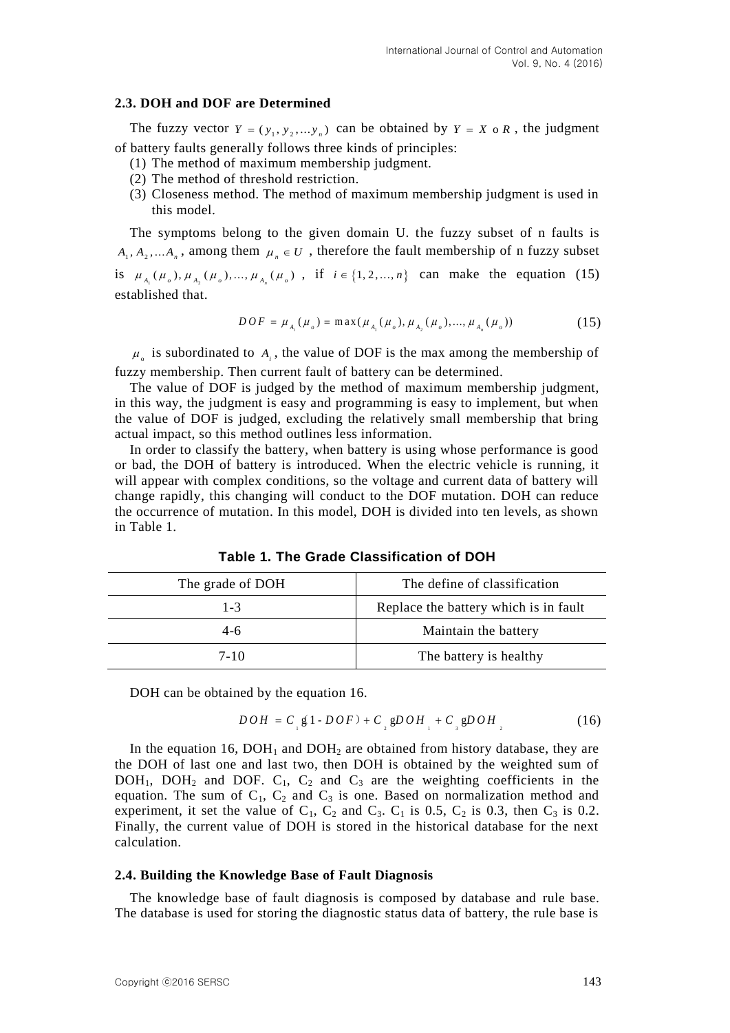### 2.3. DOH and DOF are Determined

The fuzzy vector $Y = (y_1, y_2, \ldots y_n)$ can be obtained by $Y = X \circ R$, the judgment of battery faults generally follows three kinds of principles:

(1) The method of maximum membership judgment.

(2) The method of threshold restriction.

(3) Closeness method. The method of maximum membership judgment is used in this model.

The symptoms belong to the given domain U. the fuzzy subset of n faults is $A_1, A_2, \ldots A_n$, among them $\mu_n \in U$, therefore the fault membership of n fuzzy subset is $\mu_{A_1}(\mu_o), \mu_{A_2}(\mu_o), \ldots, \mu_{A_n}(\mu_o)$, if $i \in \{1, 2, \ldots, n\}$ can make the equation (15) established that.

$$DOF = \mu_{A_i}(\mu_o) = \max(\mu_{A_1}(\mu_o), \mu_{A_2}(\mu_o), \ldots, \mu_{A_n}(\mu_o)) \tag{15}$$

$\mu_o$ is subordinated to $A_i$, the value of DOF is the max among the membership of fuzzy membership. Then current fault of battery can be determined.

The value of DOF is judged by the method of maximum membership judgment, in this way, the judgment is easy and programming is easy to implement, but when the value of DOF is judged, excluding the relatively small membership that bring actual impact, so this method outlines less information.

In order to classify the battery, when battery is using whose performance is good or bad, the DOH of battery is introduced. When the electric vehicle is running, it will appear with complex conditions, so the voltage and current data of battery will change rapidly, this changing will conduct to the DOF mutation. DOH can reduce the occurrence of mutation. In this model, DOH is divided into ten levels, as shown in Table 1.

**Table 1. The Grade Classification of DOH**

| The grade of DOH | The define of classification |
|---|---|
| 1-3 | Replace the battery which is in fault |
| 4-6 | Maintain the battery |
| 7-10 | The battery is healthy |

DOH can be obtained by the equation 16.

$$DOH = C_1 \cdot (1 - DOF) + C_2 \cdot DOH_1 + C_3 \cdot DOH_2 \tag{16}$$

In the equation 16, $DOH_1$ and $DOH_2$ are obtained from history database, they are the DOH of last one and last two, then DOH is obtained by the weighted sum of $DOH_1$, $DOH_2$ and DOF. $C_1$, $C_2$ and $C_3$ are the weighting coefficients in the equation. The sum of $C_1$, $C_2$ and $C_3$ is one. Based on normalization method and experiment, it set the value of $C_1$, $C_2$ and $C_3$. $C_1$ is 0.5, $C_2$ is 0.3, then $C_3$ is 0.2. Finally, the current value of DOH is stored in the historical database for the next calculation.

### 2.4. Building the Knowledge Base of Fault Diagnosis

The knowledge base of fault diagnosis is composed by database and rule base. The database is used for storing the diagnostic status data of battery, the rule base is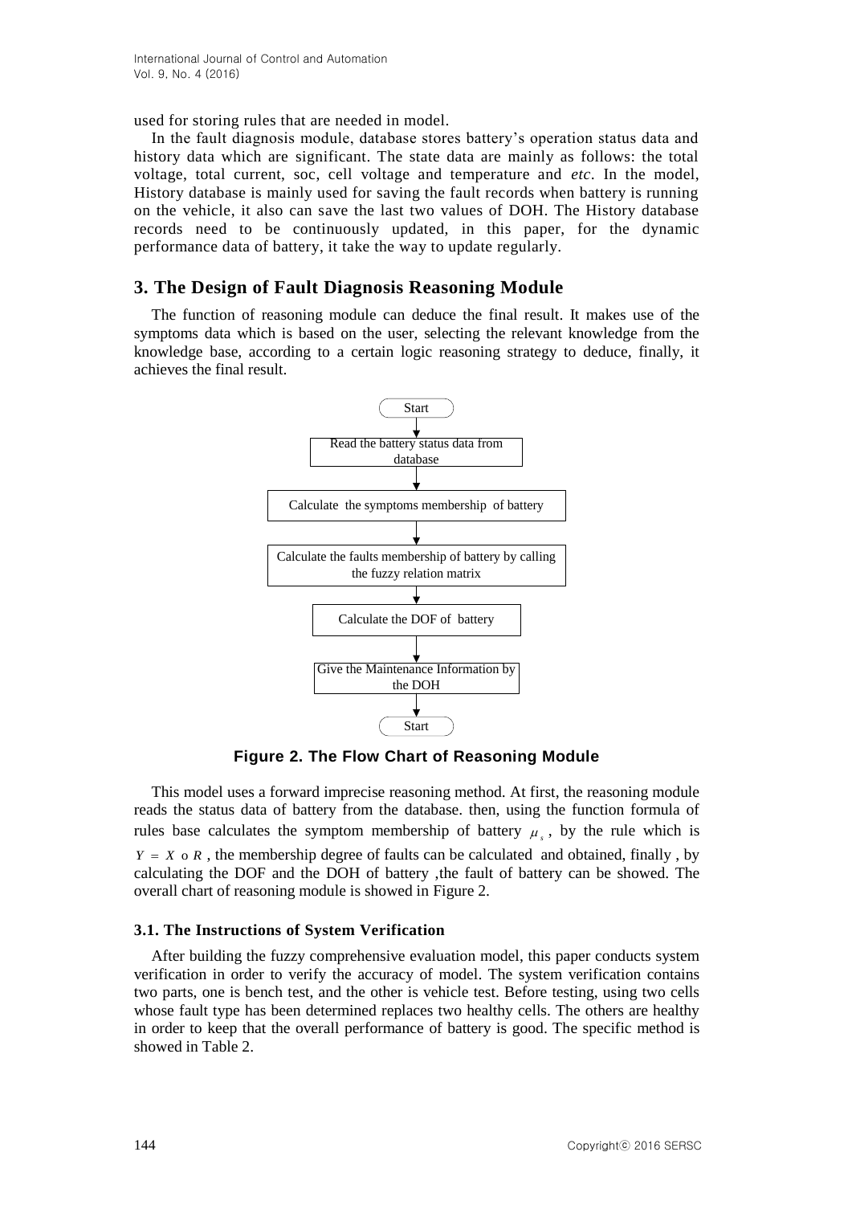used for storing rules that are needed in model.

In the fault diagnosis module, database stores battery's operation status data and history data which are significant. The state data are mainly as follows: the total voltage, total current, soc, cell voltage and temperature and *etc*. In the model, History database is mainly used for saving the fault records when battery is running on the vehicle, it also can save the last two values of DOH. The History database records need to be continuously updated, in this paper, for the dynamic performance data of battery, it take the way to update regularly.

## 3. The Design of Fault Diagnosis Reasoning Module

The function of reasoning module can deduce the final result. It makes use of the symptoms data which is based on the user, selecting the relevant knowledge from the knowledge base, according to a certain logic reasoning strategy to deduce, finally, it achieves the final result.

Start → Read the battery status data from database → Calculate the symptoms membership of battery → Calculate the faults membership of battery by calling the fuzzy relation matrix → Calculate the DOF of battery → Give the Maintenance Information by the DOH → Start

**Figure 2. The Flow Chart of Reasoning Module**

This model uses a forward imprecise reasoning method. At first, the reasoning module reads the status data of battery from the database. then, using the function formula of rules base calculates the symptom membership of battery $\mu_s$, by the rule which is $Y = X \circ R$, the membership degree of faults can be calculated and obtained, finally , by calculating the DOF and the DOH of battery ,the fault of battery can be showed. The overall chart of reasoning module is showed in Figure 2.

### 3.1. The Instructions of System Verification

After building the fuzzy comprehensive evaluation model, this paper conducts system verification in order to verify the accuracy of model. The system verification contains two parts, one is bench test, and the other is vehicle test. Before testing, using two cells whose fault type has been determined replaces two healthy cells. The others are healthy in order to keep that the overall performance of battery is good. The specific method is showed in Table 2.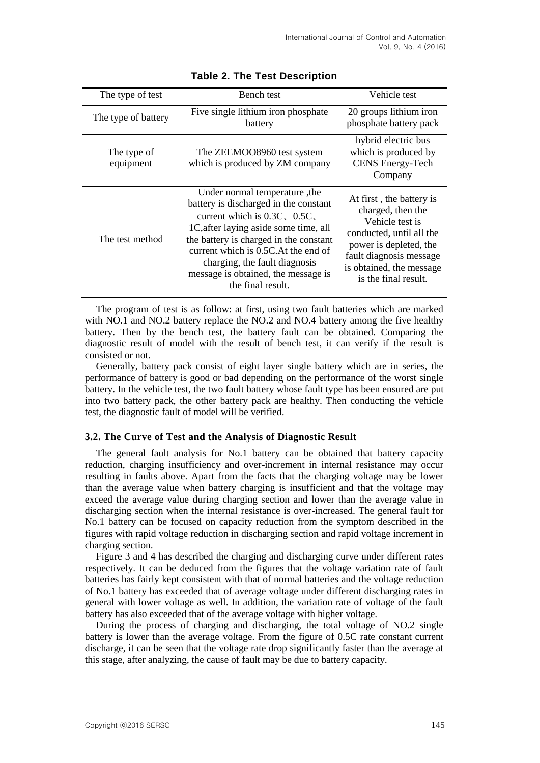**Table 2. The Test Description**

| The type of test | Bench test | Vehicle test |
|---|---|---|
| The type of battery | Five single lithium iron phosphate battery | 20 groups lithium iron phosphate battery pack |
| The type of equipment | The ZEEMOO8960 test system which is produced by ZM company | hybrid electric bus which is produced by CENS Energy-Tech Company |
| The test method | Under normal temperature ,the battery is discharged in the constant current which is 0.3C、0.5C、1C,after laying aside some time, all the battery is charged in the constant current which is 0.5C.At the end of charging, the fault diagnosis message is obtained, the message is the final result. | At first , the battery is charged, then the Vehicle test is conducted, until all the power is depleted, the fault diagnosis message is obtained, the message is the final result. |

The program of test is as follow: at first, using two fault batteries which are marked with NO.1 and NO.2 battery replace the NO.2 and NO.4 battery among the five healthy battery. Then by the bench test, the battery fault can be obtained. Comparing the diagnostic result of model with the result of bench test, it can verify if the result is consisted or not.

Generally, battery pack consist of eight layer single battery which are in series, the performance of battery is good or bad depending on the performance of the worst single battery. In the vehicle test, the two fault battery whose fault type has been ensured are put into two battery pack, the other battery pack are healthy. Then conducting the vehicle test, the diagnostic fault of model will be verified.

### 3.2. The Curve of Test and the Analysis of Diagnostic Result

The general fault analysis for No.1 battery can be obtained that battery capacity reduction, charging insufficiency and over-increment in internal resistance may occur resulting in faults above. Apart from the facts that the charging voltage may be lower than the average value when battery charging is insufficient and that the voltage may exceed the average value during charging section and lower than the average value in discharging section when the internal resistance is over-increased. The general fault for No.1 battery can be focused on capacity reduction from the symptom described in the figures with rapid voltage reduction in discharging section and rapid voltage increment in charging section.

Figure 3 and 4 has described the charging and discharging curve under different rates respectively. It can be deduced from the figures that the voltage variation rate of fault batteries has fairly kept consistent with that of normal batteries and the voltage reduction of No.1 battery has exceeded that of average voltage under different discharging rates in general with lower voltage as well. In addition, the variation rate of voltage of the fault battery has also exceeded that of the average voltage with higher voltage.

During the process of charging and discharging, the total voltage of NO.2 single battery is lower than the average voltage. From the figure of 0.5C rate constant current discharge, it can be seen that the voltage rate drop significantly faster than the average at this stage, after analyzing, the cause of fault may be due to battery capacity.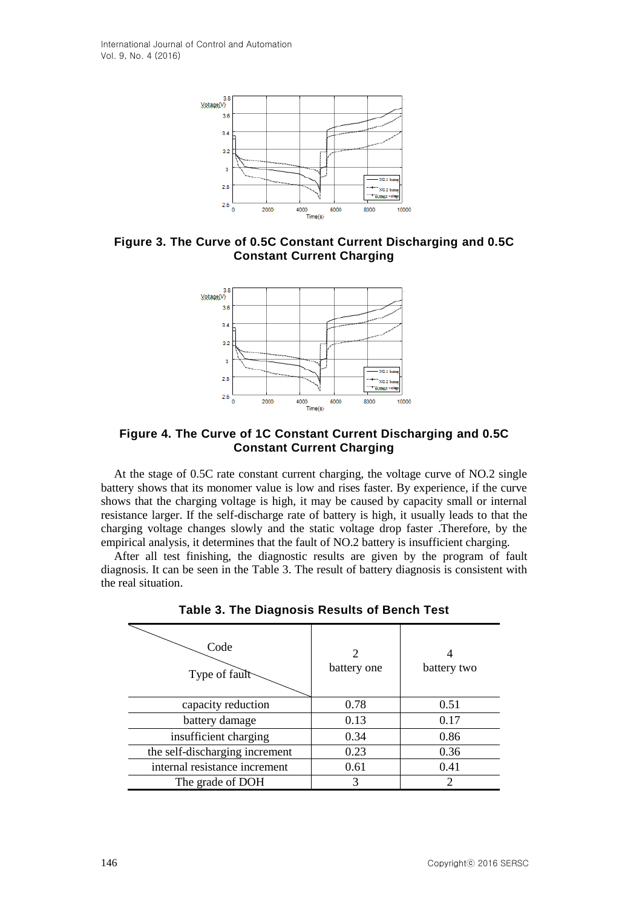**Figure 3. The Curve of 0.5C Constant Current Discharging and 0.5C Constant Current Charging**

**Figure 4. The Curve of 1C Constant Current Discharging and 0.5C Constant Current Charging**

At the stage of 0.5C rate constant current charging, the voltage curve of NO.2 single battery shows that its monomer value is low and rises faster. By experience, if the curve shows that the charging voltage is high, it may be caused by capacity small or internal resistance larger. If the self-discharge rate of battery is high, it usually leads to that the charging voltage changes slowly and the static voltage drop faster .Therefore, by the empirical analysis, it determines that the fault of NO.2 battery is insufficient charging.

After all test finishing, the diagnostic results are given by the program of fault diagnosis. It can be seen in the Table 3. The result of battery diagnosis is consistent with the real situation.

**Table 3. The Diagnosis Results of Bench Test**

| Code / Type of fault | 2 battery one | 4 battery two |
|---|---|---|
| capacity reduction | 0.78 | 0.51 |
| battery damage | 0.13 | 0.17 |
| insufficient charging | 0.34 | 0.86 |
| the self-discharging increment | 0.23 | 0.36 |
| internal resistance increment | 0.61 | 0.41 |
| The grade of DOH | 3 | 2 |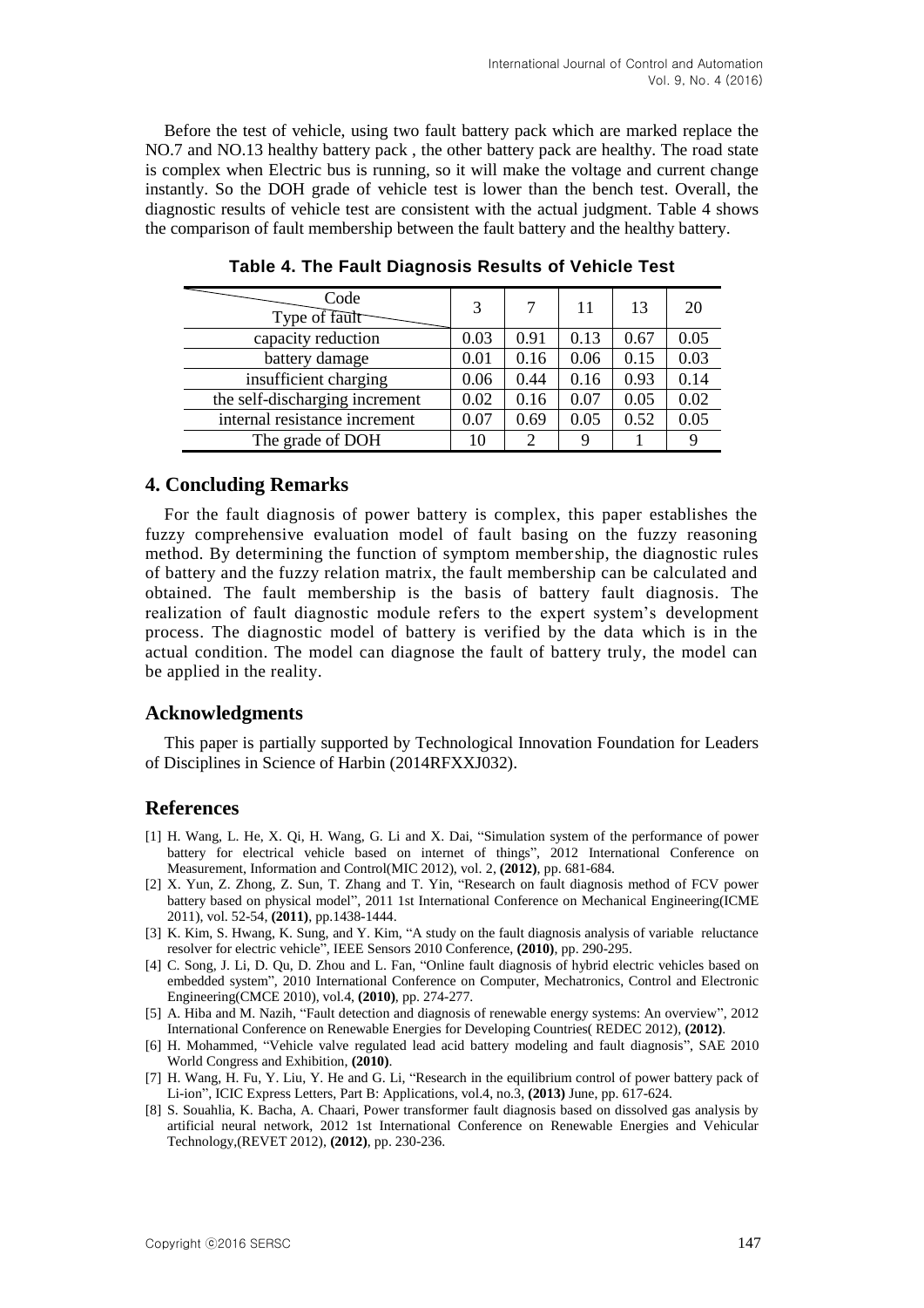Before the test of vehicle, using two fault battery pack which are marked replace the NO.7 and NO.13 healthy battery pack , the other battery pack are healthy. The road state is complex when Electric bus is running, so it will make the voltage and current change instantly. So the DOH grade of vehicle test is lower than the bench test. Overall, the diagnostic results of vehicle test are consistent with the actual judgment. Table 4 shows the comparison of fault membership between the fault battery and the healthy battery.

**Table 4. The Fault Diagnosis Results of Vehicle Test**

| Code / Type of fault | 3 | 7 | 11 | 13 | 20 |
|---|---|---|---|---|---|
| capacity reduction | 0.03 | 0.91 | 0.13 | 0.67 | 0.05 |
| battery damage | 0.01 | 0.16 | 0.06 | 0.15 | 0.03 |
| insufficient charging | 0.06 | 0.44 | 0.16 | 0.93 | 0.14 |
| the self-discharging increment | 0.02 | 0.16 | 0.07 | 0.05 | 0.02 |
| internal resistance increment | 0.07 | 0.69 | 0.05 | 0.52 | 0.05 |
| The grade of DOH | 10 | 2 | 9 | 1 | 9 |

## 4. Concluding Remarks

For the fault diagnosis of power battery is complex, this paper establishes the fuzzy comprehensive evaluation model of fault basing on the fuzzy reasoning method. By determining the function of symptom membership, the diagnostic rules of battery and the fuzzy relation matrix, the fault membership can be calculated and obtained. The fault membership is the basis of battery fault diagnosis. The realization of fault diagnostic module refers to the expert system's development process. The diagnostic model of battery is verified by the data which is in the actual condition. The model can diagnose the fault of battery truly, the model can be applied in the reality.

## Acknowledgments

This paper is partially supported by Technological Innovation Foundation for Leaders of Disciplines in Science of Harbin (2014RFXXJ032).

## References

[1] H. Wang, L. He, X. Qi, H. Wang, G. Li and X. Dai, "Simulation system of the performance of power battery for electrical vehicle based on internet of things", 2012 International Conference on Measurement, Information and Control(MIC 2012), vol. 2, **(2012)**, pp. 681-684.

[2] X. Yun, Z. Zhong, Z. Sun, T. Zhang and T. Yin, "Research on fault diagnosis method of FCV power battery based on physical model", 2011 1st International Conference on Mechanical Engineering(ICME 2011), vol. 52-54, **(2011)**, pp.1438-1444.

[3] K. Kim, S. Hwang, K. Sung, and Y. Kim, "A study on the fault diagnosis analysis of variable reluctance resolver for electric vehicle", IEEE Sensors 2010 Conference, **(2010)**, pp. 290-295.

[4] C. Song, J. Li, D. Qu, D. Zhou and L. Fan, "Online fault diagnosis of hybrid electric vehicles based on embedded system", 2010 International Conference on Computer, Mechatronics, Control and Electronic Engineering(CMCE 2010), vol.4, **(2010)**, pp. 274-277.

[5] A. Hiba and M. Nazih, "Fault detection and diagnosis of renewable energy systems: An overview", 2012 International Conference on Renewable Energies for Developing Countries( REDEC 2012), **(2012)**.

[6] H. Mohammed, "Vehicle valve regulated lead acid battery modeling and fault diagnosis", SAE 2010 World Congress and Exhibition, **(2010)**.

[7] H. Wang, H. Fu, Y. Liu, Y. He and G. Li, "Research in the equilibrium control of power battery pack of Li-ion", ICIC Express Letters, Part B: Applications, vol.4, no.3, **(2013)** June, pp. 617-624.

[8] S. Souahlia, K. Bacha, A. Chaari, Power transformer fault diagnosis based on dissolved gas analysis by artificial neural network, 2012 1st International Conference on Renewable Energies and Vehicular Technology,(REVET 2012), **(2012)**, pp. 230-236.